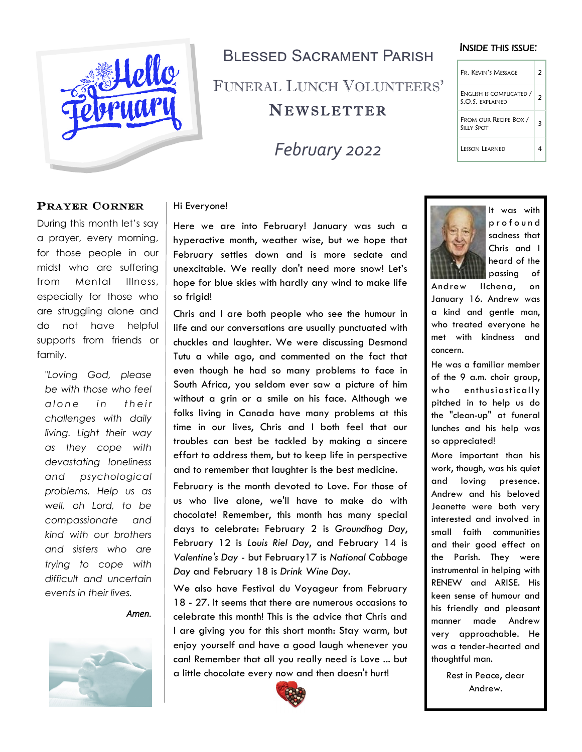# Blessed Sacrament Parish

## Funeral Lunch Volunteers' Newsletter

*February 2022*

**Inside this issue:**

| | |
|---|---|
| Fr. Kevin's Message | 2 |
| English is Complicated / S.O.S. Explained | 2 |
| From our Recipe Box / Silly Spot | 3 |
| Lesson Learned | 4 |

### Prayer Corner

During this month let's say a prayer, every morning, for those people in our midst who are suffering from Mental Illness, especially for those who are struggling alone and do not have helpful supports from friends or family.

*"Loving God, please be with those who feel alone in their challenges with daily living. Light their way as they cope with devastating loneliness and psychological problems. Help us as well, oh Lord, to be compassionate and kind with our brothers and sisters who are trying to cope with difficult and uncertain events in their lives.*

*Amen.*

Hi Everyone!

Here we are into February! January was such a hyperactive month, weather wise, but we hope that February settles down and is more sedate and unexcitable. We really don't need more snow! Let's hope for blue skies with hardly any wind to make life so frigid!

Chris and I are both people who see the humour in life and our conversations are usually punctuated with chuckles and laughter. We were discussing Desmond Tutu a while ago, and commented on the fact that even though he had so many problems to face in South Africa, you seldom ever saw a picture of him without a grin or a smile on his face. Although we folks living in Canada have many problems at this time in our lives, Chris and I both feel that our troubles can best be tackled by making a sincere effort to address them, but to keep life in perspective and to remember that laughter is the best medicine.

February is the month devoted to Love. For those of us who live alone, we'll have to make do with chocolate! Remember, this month has many special days to celebrate: February 2 is *Groundhog Day*, February 12 is *Louis Riel Day*, and February 14 is *Valentine's Day* - but February17 is *National Cabbage Day* and February 18 is *Drink Wine Day*.

We also have Festival du Voyageur from February 18 - 27. It seems that there are numerous occasions to celebrate this month! This is the advice that Chris and I are giving you for this short month: Stay warm, but enjoy yourself and have a good laugh whenever you can! Remember that all you really need is Love ... but a little chocolate every now and then doesn't hurt!

It was with profound sadness that Chris and I heard of the passing of Andrew Ilchena, on January 16. Andrew was a kind and gentle man, who treated everyone he met with kindness and concern.

He was a familiar member of the 9 a.m. choir group, who enthusiastically pitched in to help us do the "clean-up" at funeral lunches and his help was so appreciated!

More important than his work, though, was his quiet and loving presence. Andrew and his beloved Jeanette were both very interested and involved in small faith communities and their good effect on the Parish. They were instrumental in helping with RENEW and ARISE. His keen sense of humour and his friendly and pleasant manner made Andrew very approachable. He was a tender-hearted and thoughtful man.

Rest in Peace, dear Andrew.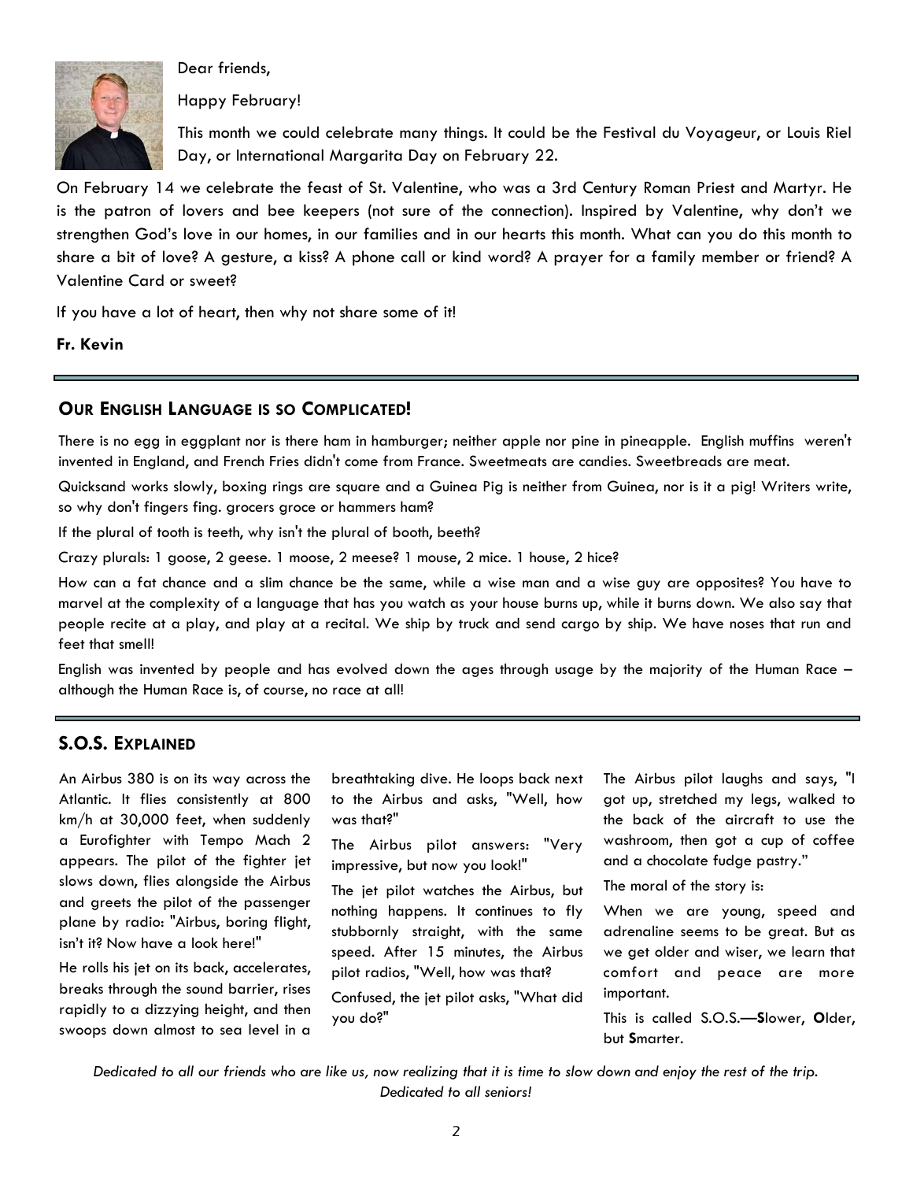Dear friends,

Happy February!

This month we could celebrate many things. It could be the Festival du Voyageur, or Louis Riel Day, or International Margarita Day on February 22.

On February 14 we celebrate the feast of St. Valentine, who was a 3rd Century Roman Priest and Martyr. He is the patron of lovers and bee keepers (not sure of the connection). Inspired by Valentine, why don't we strengthen God's love in our homes, in our families and in our hearts this month. What can you do this month to share a bit of love? A gesture, a kiss? A phone call or kind word? A prayer for a family member or friend? A Valentine Card or sweet?

If you have a lot of heart, then why not share some of it!

**Fr. Kevin**

---

## OUR ENGLISH LANGUAGE IS SO COMPLICATED!

There is no egg in eggplant nor is there ham in hamburger; neither apple nor pine in pineapple. English muffins weren't invented in England, and French Fries didn't come from France. Sweetmeats are candies. Sweetbreads are meat.

Quicksand works slowly, boxing rings are square and a Guinea Pig is neither from Guinea, nor is it a pig! Writers write, so why don't fingers fing. grocers groce or hammers ham?

If the plural of tooth is teeth, why isn't the plural of booth, beeth?

Crazy plurals: 1 goose, 2 geese. 1 moose, 2 meese? 1 mouse, 2 mice. 1 house, 2 hice?

How can a fat chance and a slim chance be the same, while a wise man and a wise guy are opposites? You have to marvel at the complexity of a language that has you watch as your house burns up, while it burns down. We also say that people recite at a play, and play at a recital. We ship by truck and send cargo by ship. We have noses that run and feet that smell!

English was invented by people and has evolved down the ages through usage by the majority of the Human Race – although the Human Race is, of course, no race at all!

---

## S.O.S. EXPLAINED

An Airbus 380 is on its way across the Atlantic. It flies consistently at 800 km/h at 30,000 feet, when suddenly a Eurofighter with Tempo Mach 2 appears. The pilot of the fighter jet slows down, flies alongside the Airbus and greets the pilot of the passenger plane by radio: "Airbus, boring flight, isn't it? Now have a look here!"

He rolls his jet on its back, accelerates, breaks through the sound barrier, rises rapidly to a dizzying height, and then swoops down almost to sea level in a breathtaking dive. He loops back next to the Airbus and asks, "Well, how was that?"

The Airbus pilot answers: "Very impressive, but now you look!"

The jet pilot watches the Airbus, but nothing happens. It continues to fly stubbornly straight, with the same speed. After 15 minutes, the Airbus pilot radios, "Well, how was that?

Confused, the jet pilot asks, "What did you do?"

The Airbus pilot laughs and says, "I got up, stretched my legs, walked to the back of the aircraft to use the washroom, then got a cup of coffee and a chocolate fudge pastry."

The moral of the story is:

When we are young, speed and adrenaline seems to be great. But as we get older and wiser, we learn that comfort and peace are more important.

This is called S.O.S.—**S**lower, **O**lder, but **S**marter.

*Dedicated to all our friends who are like us, now realizing that it is time to slow down and enjoy the rest of the trip. Dedicated to all seniors!*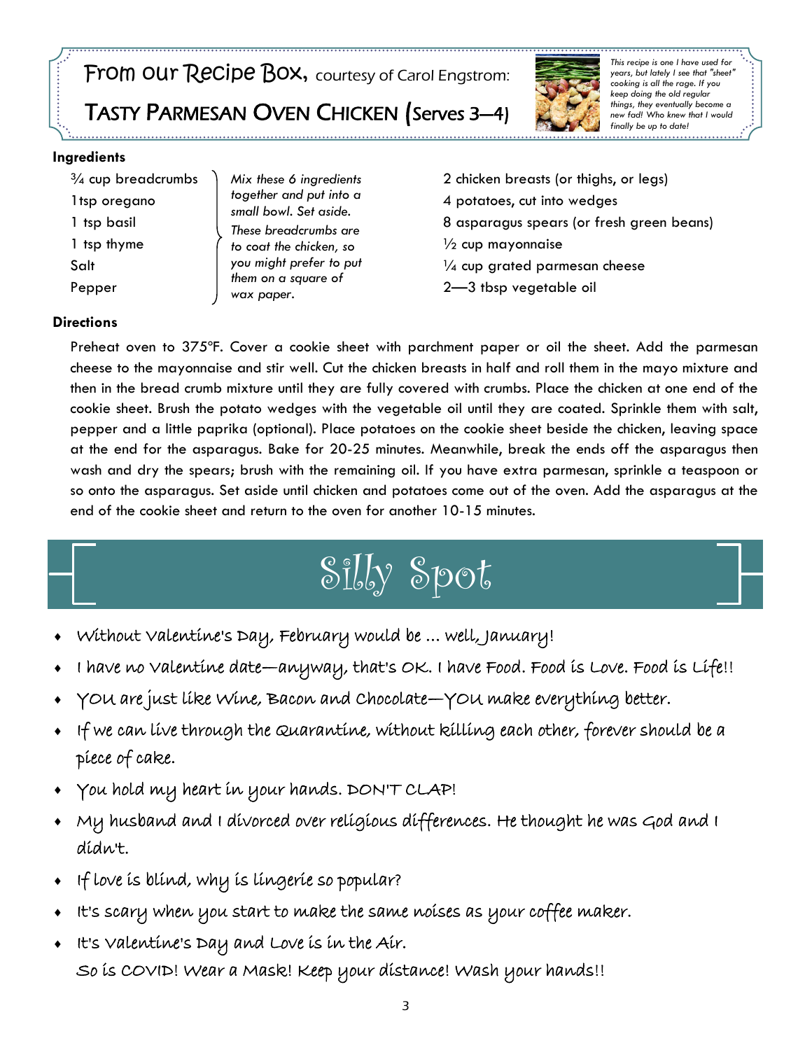# From our Recipe Box, courtesy of Carol Engstrom:

## Tasty Parmesan Oven Chicken (Serves 3–4)

*This recipe is one I have used for years, but lately I see that "sheet" cooking is all the rage. If you keep doing the old regular things, they eventually become a new fad! Who knew that I would finally be up to date!*

**Ingredients**

- ¾ cup breadcrumbs
- 1tsp oregano
- 1 tsp basil
- 1 tsp thyme
- Salt
- Pepper

*Mix these 6 ingredients together and put into a small bowl. Set aside. These breadcrumbs are to coat the chicken, so you might prefer to put them on a square of wax paper.*

- 2 chicken breasts (or thighs, or legs)
- 4 potatoes, cut into wedges
- 8 asparagus spears (or fresh green beans)
- ½ cup mayonnaise
- ¼ cup grated parmesan cheese
- 2—3 tbsp vegetable oil

**Directions**

Preheat oven to 375°F. Cover a cookie sheet with parchment paper or oil the sheet. Add the parmesan cheese to the mayonnaise and stir well. Cut the chicken breasts in half and roll them in the mayo mixture and then in the bread crumb mixture until they are fully covered with crumbs. Place the chicken at one end of the cookie sheet. Brush the potato wedges with the vegetable oil until they are coated. Sprinkle them with salt, pepper and a little paprika (optional). Place potatoes on the cookie sheet beside the chicken, leaving space at the end for the asparagus. Bake for 20-25 minutes. Meanwhile, break the ends off the asparagus then wash and dry the spears; brush with the remaining oil. If you have extra parmesan, sprinkle a teaspoon or so onto the asparagus. Set aside until chicken and potatoes come out of the oven. Add the asparagus at the end of the cookie sheet and return to the oven for another 10-15 minutes.

# Silly Spot

- Without Valentine's Day, February would be ... well, January!
- I have no Valentine date—anyway, that's OK. I have Food. Food is Love. Food is Life!!
- YOU are just like Wine, Bacon and Chocolate—YOU make everything better.
- If we can live through the Quarantine, without killing each other, forever should be a piece of cake.
- You hold my heart in your hands. DON'T CLAP!
- My husband and I divorced over religious differences. He thought he was God and I didn't.
- If love is blind, why is lingerie so popular?
- It's scary when you start to make the same noises as your coffee maker.
- It's Valentine's Day and Love is in the Air.  
  So is COVID! Wear a Mask! Keep your distance! Wash your hands!!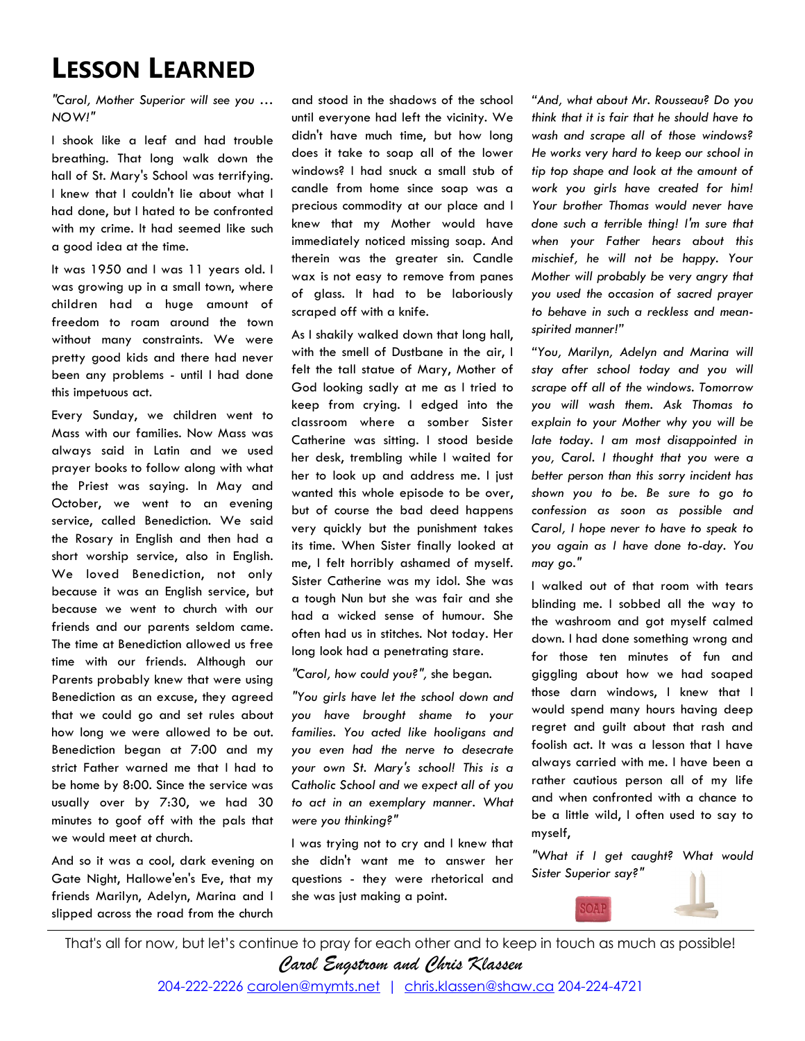# LESSON LEARNED

*"Carol, Mother Superior will see you … NOW!"*

I shook like a leaf and had trouble breathing. That long walk down the hall of St. Mary's School was terrifying. I knew that I couldn't lie about what I had done, but I hated to be confronted with my crime. It had seemed like such a good idea at the time.

It was 1950 and I was 11 years old. I was growing up in a small town, where children had a huge amount of freedom to roam around the town without many constraints. We were pretty good kids and there had never been any problems - until I had done this impetuous act.

Every Sunday, we children went to Mass with our families. Now Mass was always said in Latin and we used prayer books to follow along with what the Priest was saying. In May and October, we went to an evening service, called Benediction. We said the Rosary in English and then had a short worship service, also in English. We loved Benediction, not only because it was an English service, but because we went to church with our friends and our parents seldom came. The time at Benediction allowed us free time with our friends. Although our Parents probably knew that were using Benediction as an excuse, they agreed that we could go and set rules about how long we were allowed to be out. Benediction began at 7:00 and my strict Father warned me that I had to be home by 8:00. Since the service was usually over by 7:30, we had 30 minutes to goof off with the pals that we would meet at church.

And so it was a cool, dark evening on Gate Night, Hallowe'en's Eve, that my friends Marilyn, Adelyn, Marina and I slipped across the road from the church and stood in the shadows of the school until everyone had left the vicinity. We didn't have much time, but how long does it take to soap all of the lower windows? I had snuck a small stub of candle from home since soap was a precious commodity at our place and I knew that my Mother would have immediately noticed missing soap. And therein was the greater sin. Candle wax is not easy to remove from panes of glass. It had to be laboriously scraped off with a knife.

As I shakily walked down that long hall, with the smell of Dustbane in the air, I felt the tall statue of Mary, Mother of God looking sadly at me as I tried to keep from crying. I edged into the classroom where a somber Sister Catherine was sitting. I stood beside her desk, trembling while I waited for her to look up and address me. I just wanted this whole episode to be over, but of course the bad deed happens very quickly but the punishment takes its time. When Sister finally looked at me, I felt horribly ashamed of myself. Sister Catherine was my idol. She was a tough Nun but she was fair and she had a wicked sense of humour. She often had us in stitches. Not today. Her long look had a penetrating stare.

*"Carol, how could you?"*, she began.

*"You girls have let the school down and you have brought shame to your families. You acted like hooligans and you even had the nerve to desecrate your own St. Mary's school! This is a Catholic School and we expect all of you to act in an exemplary manner. What were you thinking?"*

I was trying not to cry and I knew that she didn't want me to answer her questions - they were rhetorical and she was just making a point.

*"And, what about Mr. Rousseau? Do you think that it is fair that he should have to wash and scrape all of those windows? He works very hard to keep our school in tip top shape and look at the amount of work you girls have created for him! Your brother Thomas would never have done such a terrible thing! I'm sure that when your Father hears about this mischief, he will not be happy. Your Mother will probably be very angry that you used the occasion of sacred prayer to behave in such a reckless and mean-spirited manner!"*

*"You, Marilyn, Adelyn and Marina will stay after school today and you will scrape off all of the windows. Tomorrow you will wash them. Ask Thomas to explain to your Mother why you will be late today. I am most disappointed in you, Carol. I thought that you were a better person than this sorry incident has shown you to be. Be sure to go to confession as soon as possible and Carol, I hope never to have to speak to you again as I have done to-day. You may go."*

I walked out of that room with tears blinding me. I sobbed all the way to the washroom and got myself calmed down. I had done something wrong and for those ten minutes of fun and giggling about how we had soaped those darn windows, I knew that I would spend many hours having deep regret and guilt about that rash and foolish act. It was a lesson that I have always carried with me. I have been a rather cautious person all of my life and when confronted with a chance to be a little wild, I often used to say to myself,

*"What if I get caught? What would Sister Superior say?"*

That's all for now, but let's continue to pray for each other and to keep in touch as much as possible!

*Carol Engstrom and Chris Klassen*

204-222-2226 carolen@mymts.net | chris.klassen@shaw.ca 204-224-4721